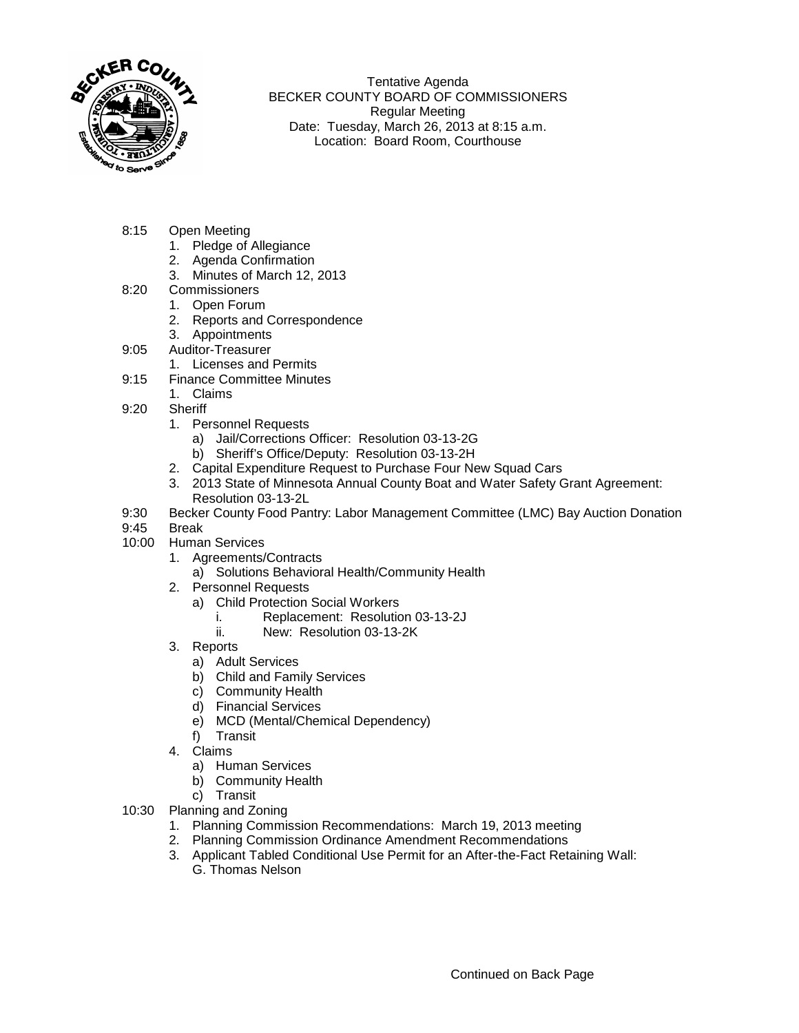Tentative Agenda
BECKER COUNTY BOARD OF COMMISSIONERS
Regular Meeting
Date: Tuesday, March 26, 2013 at 8:15 a.m.
Location: Board Room, Courthouse

- 8:15 Open Meeting
  1. Pledge of Allegiance
  2. Agenda Confirmation
  3. Minutes of March 12, 2013
- 8:20 Commissioners
  1. Open Forum
  2. Reports and Correspondence
  3. Appointments
- 9:05 Auditor-Treasurer
  1. Licenses and Permits
- 9:15 Finance Committee Minutes
  1. Claims
- 9:20 Sheriff
  1. Personnel Requests
     - a) Jail/Corrections Officer: Resolution 03-13-2G
     - b) Sheriff's Office/Deputy: Resolution 03-13-2H
  2. Capital Expenditure Request to Purchase Four New Squad Cars
  3. 2013 State of Minnesota Annual County Boat and Water Safety Grant Agreement: Resolution 03-13-2L
- 9:30 Becker County Food Pantry: Labor Management Committee (LMC) Bay Auction Donation
- 9:45 Break
- 10:00 Human Services
  1. Agreements/Contracts
     - a) Solutions Behavioral Health/Community Health
  2. Personnel Requests
     - a) Child Protection Social Workers
       - i. Replacement: Resolution 03-13-2J
       - ii. New: Resolution 03-13-2K
  3. Reports
     - a) Adult Services
     - b) Child and Family Services
     - c) Community Health
     - d) Financial Services
     - e) MCD (Mental/Chemical Dependency)
     - f) Transit
  4. Claims
     - a) Human Services
     - b) Community Health
     - c) Transit
- 10:30 Planning and Zoning
  1. Planning Commission Recommendations: March 19, 2013 meeting
  2. Planning Commission Ordinance Amendment Recommendations
  3. Applicant Tabled Conditional Use Permit for an After-the-Fact Retaining Wall: G. Thomas Nelson

Continued on Back Page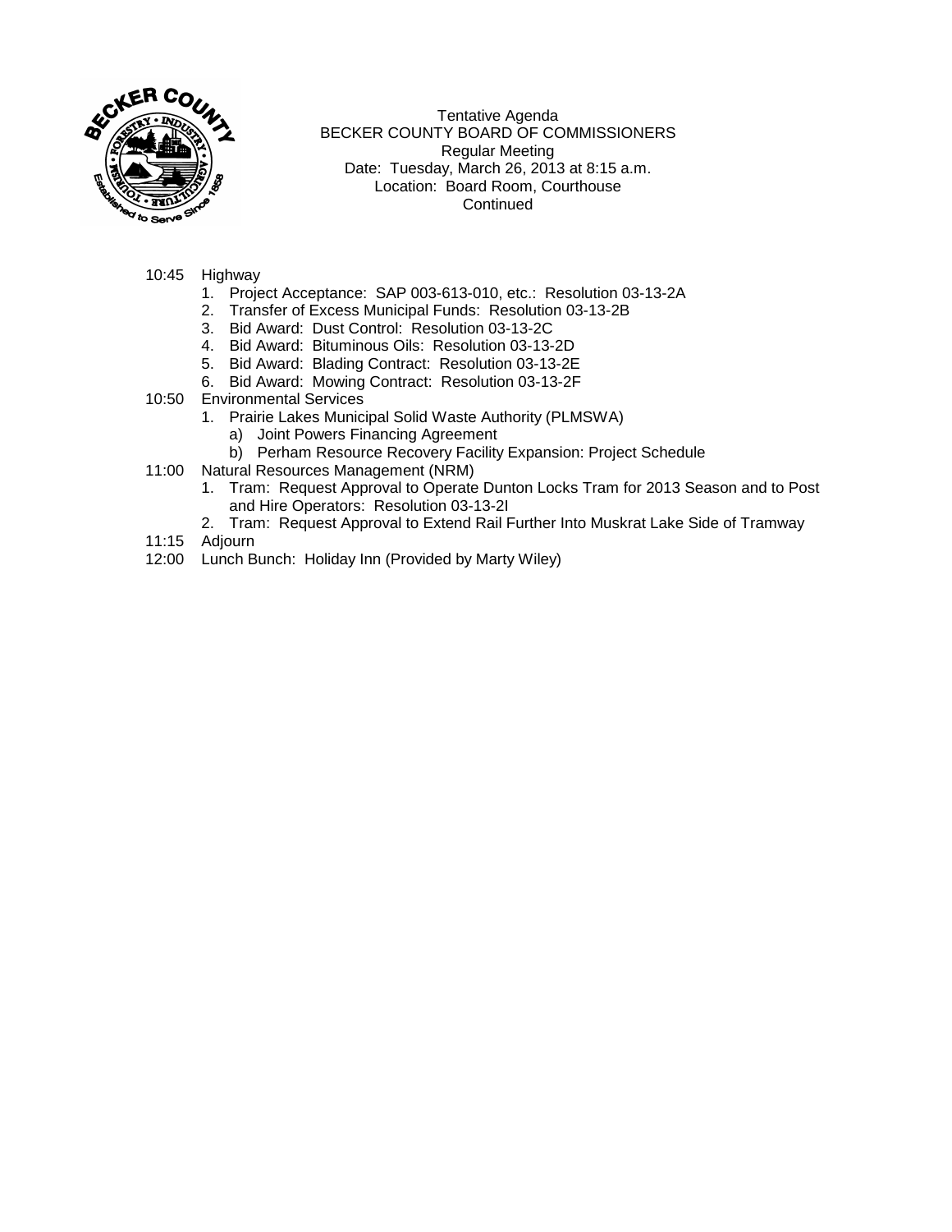Tentative Agenda
BECKER COUNTY BOARD OF COMMISSIONERS
Regular Meeting
Date: Tuesday, March 26, 2013 at 8:15 a.m.
Location: Board Room, Courthouse
Continued

10:45 Highway
1. Project Acceptance: SAP 003-613-010, etc.: Resolution 03-13-2A
2. Transfer of Excess Municipal Funds: Resolution 03-13-2B
3. Bid Award: Dust Control: Resolution 03-13-2C
4. Bid Award: Bituminous Oils: Resolution 03-13-2D
5. Bid Award: Blading Contract: Resolution 03-13-2E
6. Bid Award: Mowing Contract: Resolution 03-13-2F

10:50 Environmental Services
1. Prairie Lakes Municipal Solid Waste Authority (PLMSWA)
   a) Joint Powers Financing Agreement
   b) Perham Resource Recovery Facility Expansion: Project Schedule

11:00 Natural Resources Management (NRM)
1. Tram: Request Approval to Operate Dunton Locks Tram for 2013 Season and to Post and Hire Operators: Resolution 03-13-2I
2. Tram: Request Approval to Extend Rail Further Into Muskrat Lake Side of Tramway

11:15 Adjourn

12:00 Lunch Bunch: Holiday Inn (Provided by Marty Wiley)